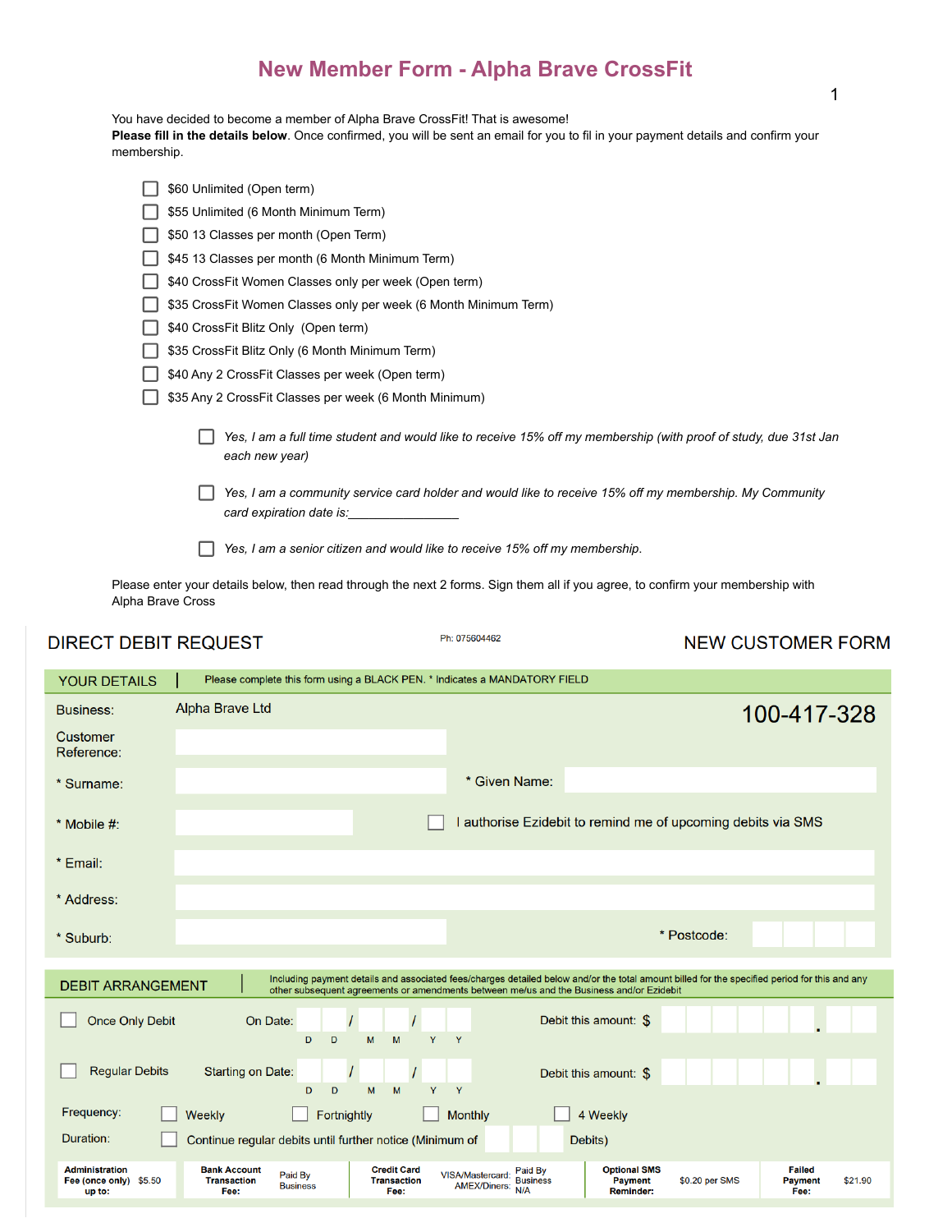# New Member Form - Alpha Brave CrossFit

You have decided to become a member of Alpha Brave CrossFit! That is awesome!
**Please fill in the details below**. Once confirmed, you will be sent an email for you to fil in your payment details and confirm your membership.

- ☐ $60 Unlimited (Open term)
- ☐ $55 Unlimited (6 Month Minimum Term)
- ☐ $50 13 Classes per month (Open Term)
- ☐ $45 13 Classes per month (6 Month Minimum Term)
- ☐ $40 CrossFit Women Classes only per week (Open term)
- ☐ $35 CrossFit Women Classes only per week (6 Month Minimum Term)
- ☐ $40 CrossFit Blitz Only (Open term)
- ☐ $35 CrossFit Blitz Only (6 Month Minimum Term)
- ☐ $40 Any 2 CrossFit Classes per week (Open term)
- ☐ $35 Any 2 CrossFit Classes per week (6 Month Minimum)

- ☐ *Yes, I am a full time student and would like to receive 15% off my membership (with proof of study, due 31st Jan each new year)*
- ☐ *Yes, I am a community service card holder and would like to receive 15% off my membership. My Community card expiration date is:_______________*
- ☐ *Yes, I am a senior citizen and would like to receive 15% off my membership.*

Please enter your details below, then read through the next 2 forms. Sign them all if you agree, to confirm your membership with Alpha Brave Cross

## DIRECT DEBIT REQUEST

Ph: 075604462

## NEW CUSTOMER FORM

### YOUR DETAILS

Please complete this form using a BLACK PEN. * Indicates a MANDATORY FIELD

Business: Alpha Brave Ltd — 100-417-328

Customer Reference:

\* Surname: \* Given Name:

\* Mobile #: ☐ I authorise Ezidebit to remind me of upcoming debits via SMS

\* Email:

\* Address:

\* Suburb: \* Postcode:

### DEBIT ARRANGEMENT

Including payment details and associated fees/charges detailed below and/or the total amount billed for the specified period for this and any other subsequent agreements or amendments between me/us and the Business and/or Ezidebit

☐ Once Only Debit — On Date: D D / M M / Y Y — Debit this amount: $

☐ Regular Debits — Starting on Date: D D / M M / Y Y — Debit this amount: $

Frequency: ☐ Weekly ☐ Fortnightly ☐ Monthly ☐ 4 Weekly

Duration: ☐ Continue regular debits until further notice (Minimum of ___ Debits)

| Administration Fee (once only) up to: | $5.50 | Bank Account Transaction Fee: | Paid By Business | Credit Card Transaction Fee: | VISA/Mastercard: Paid By Business AMEX/Diners: N/A | Optional SMS Payment Reminder: | $0.20 per SMS | Failed Payment Fee: | $21.90 |
|---|---|---|---|---|---|---|---|---|---|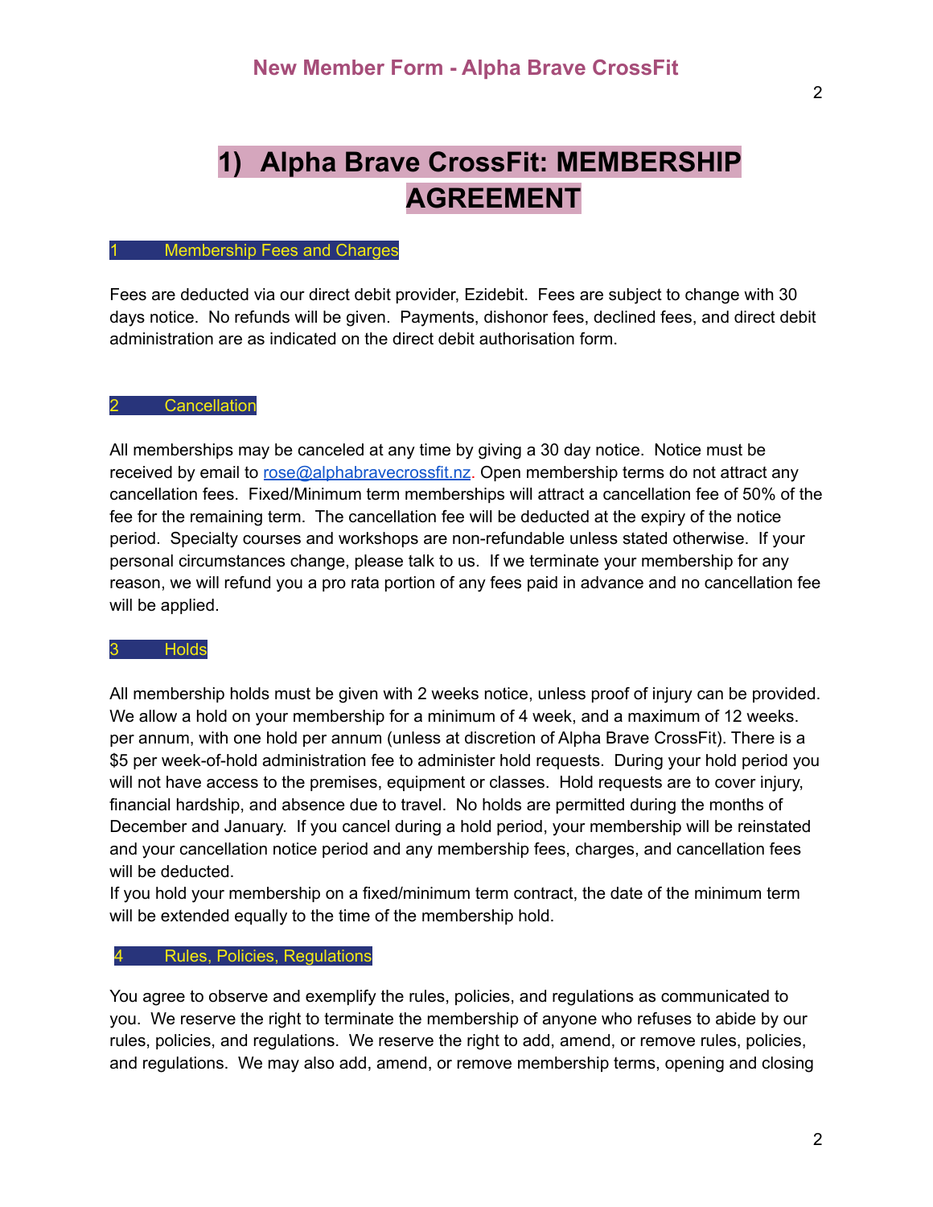# 1) Alpha Brave CrossFit: MEMBERSHIP AGREEMENT

## 1 Membership Fees and Charges

Fees are deducted via our direct debit provider, Ezidebit. Fees are subject to change with 30 days notice. No refunds will be given. Payments, dishonor fees, declined fees, and direct debit administration are as indicated on the direct debit authorisation form.

## 2 Cancellation

All memberships may be canceled at any time by giving a 30 day notice. Notice must be received by email to rose@alphabravecrossfit.nz. Open membership terms do not attract any cancellation fees. Fixed/Minimum term memberships will attract a cancellation fee of 50% of the fee for the remaining term. The cancellation fee will be deducted at the expiry of the notice period. Specialty courses and workshops are non-refundable unless stated otherwise. If your personal circumstances change, please talk to us. If we terminate your membership for any reason, we will refund you a pro rata portion of any fees paid in advance and no cancellation fee will be applied.

## 3 Holds

All membership holds must be given with 2 weeks notice, unless proof of injury can be provided. We allow a hold on your membership for a minimum of 4 week, and a maximum of 12 weeks. per annum, with one hold per annum (unless at discretion of Alpha Brave CrossFit). There is a $5 per week-of-hold administration fee to administer hold requests. During your hold period you will not have access to the premises, equipment or classes. Hold requests are to cover injury, financial hardship, and absence due to travel. No holds are permitted during the months of December and January. If you cancel during a hold period, your membership will be reinstated and your cancellation notice period and any membership fees, charges, and cancellation fees will be deducted.
If you hold your membership on a fixed/minimum term contract, the date of the minimum term will be extended equally to the time of the membership hold.

## 4 Rules, Policies, Regulations

You agree to observe and exemplify the rules, policies, and regulations as communicated to you. We reserve the right to terminate the membership of anyone who refuses to abide by our rules, policies, and regulations. We reserve the right to add, amend, or remove rules, policies, and regulations. We may also add, amend, or remove membership terms, opening and closing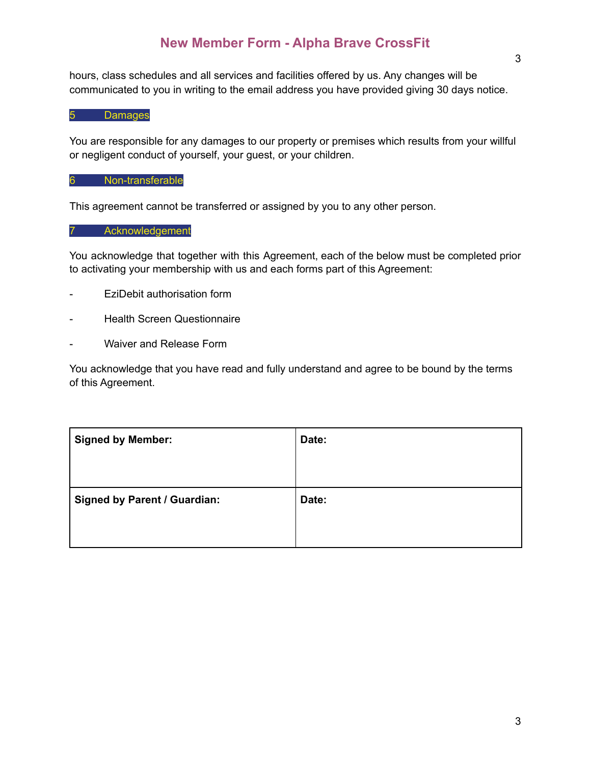hours, class schedules and all services and facilities offered by us. Any changes will be communicated to you in writing to the email address you have provided giving 30 days notice.

## 5 Damages

You are responsible for any damages to our property or premises which results from your willful or negligent conduct of yourself, your guest, or your children.

## 6 Non-transferable

This agreement cannot be transferred or assigned by you to any other person.

## 7 Acknowledgement

You acknowledge that together with this Agreement, each of the below must be completed prior to activating your membership with us and each forms part of this Agreement:

- EziDebit authorisation form
- Health Screen Questionnaire
- Waiver and Release Form

You acknowledge that you have read and fully understand and agree to be bound by the terms of this Agreement.

| **Signed by Member:** | **Date:** |
|---|---|
| **Signed by Parent / Guardian:** | **Date:** |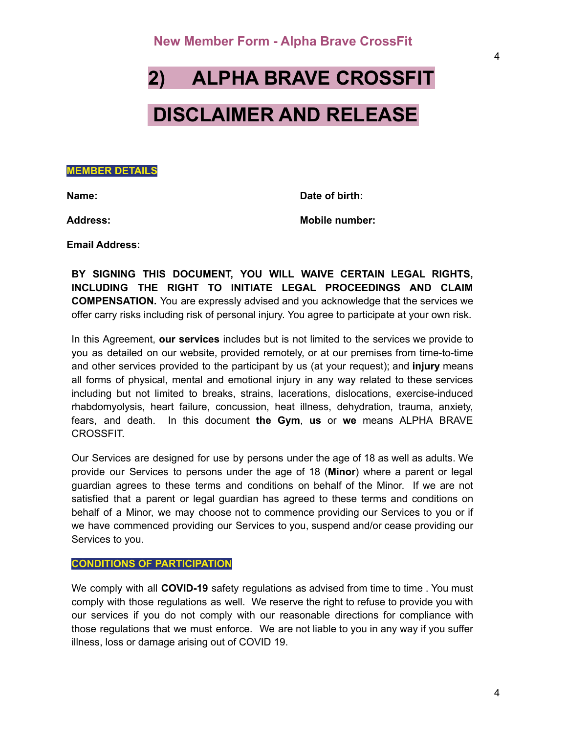# 2) ALPHA BRAVE CROSSFIT

# DISCLAIMER AND RELEASE

**MEMBER DETAILS**

**Name:**

**Date of birth:**

**Address:**

**Mobile number:**

**Email Address:**

**BY SIGNING THIS DOCUMENT, YOU WILL WAIVE CERTAIN LEGAL RIGHTS, INCLUDING THE RIGHT TO INITIATE LEGAL PROCEEDINGS AND CLAIM COMPENSATION.** You are expressly advised and you acknowledge that the services we offer carry risks including risk of personal injury. You agree to participate at your own risk.

In this Agreement, **our services** includes but is not limited to the services we provide to you as detailed on our website, provided remotely, or at our premises from time-to-time and other services provided to the participant by us (at your request); and **injury** means all forms of physical, mental and emotional injury in any way related to these services including but not limited to breaks, strains, lacerations, dislocations, exercise-induced rhabdomyolysis, heart failure, concussion, heat illness, dehydration, trauma, anxiety, fears, and death. In this document **the Gym**, **us** or **we** means ALPHA BRAVE CROSSFIT.

Our Services are designed for use by persons under the age of 18 as well as adults. We provide our Services to persons under the age of 18 (**Minor**) where a parent or legal guardian agrees to these terms and conditions on behalf of the Minor. If we are not satisfied that a parent or legal guardian has agreed to these terms and conditions on behalf of a Minor, we may choose not to commence providing our Services to you or if we have commenced providing our Services to you, suspend and/or cease providing our Services to you.

**CONDITIONS OF PARTICIPATION**

We comply with all **COVID-19** safety regulations as advised from time to time . You must comply with those regulations as well. We reserve the right to refuse to provide you with our services if you do not comply with our reasonable directions for compliance with those regulations that we must enforce. We are not liable to you in any way if you suffer illness, loss or damage arising out of COVID 19.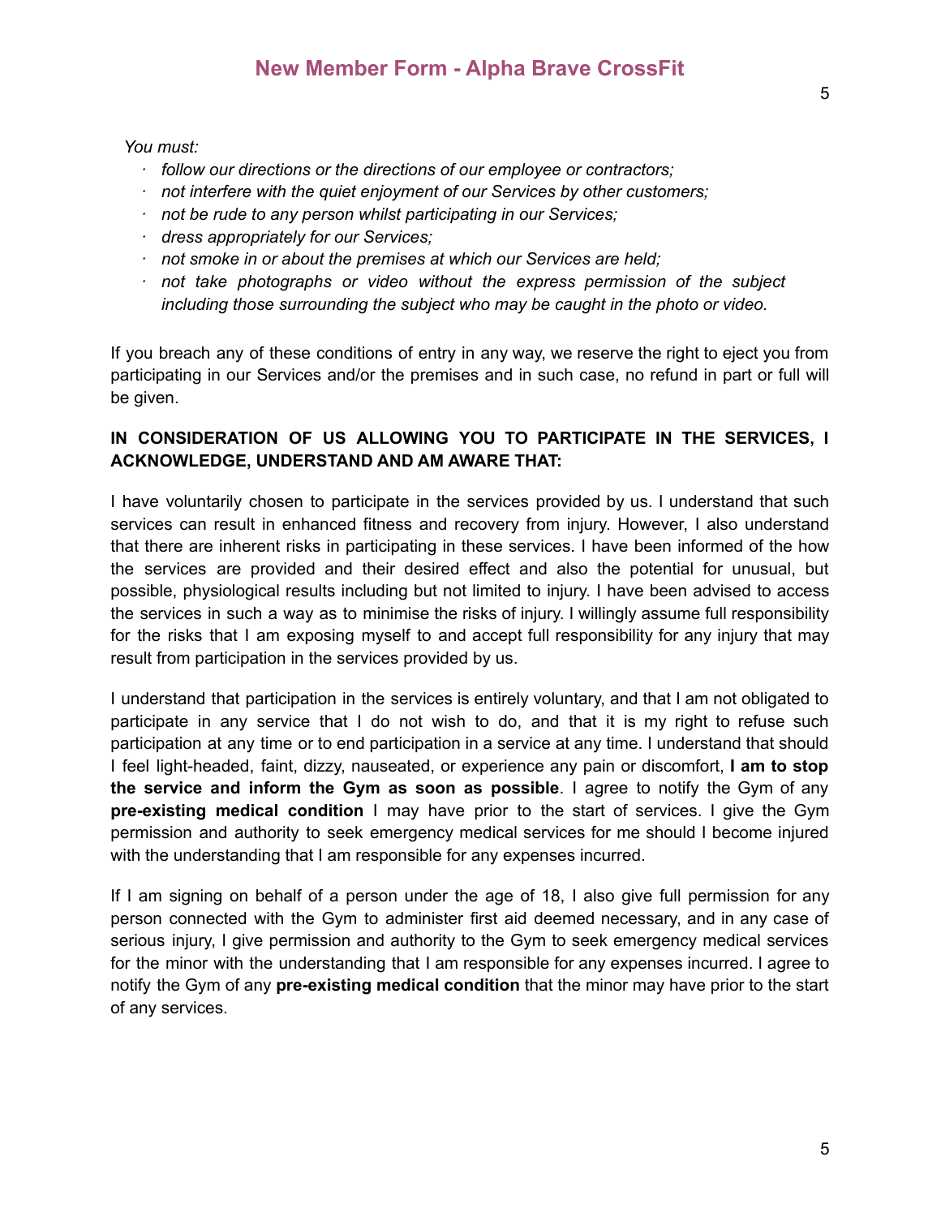*You must:*

- *follow our directions or the directions of our employee or contractors;*
- *not interfere with the quiet enjoyment of our Services by other customers;*
- *not be rude to any person whilst participating in our Services;*
- *dress appropriately for our Services;*
- *not smoke in or about the premises at which our Services are held;*
- *not take photographs or video without the express permission of the subject including those surrounding the subject who may be caught in the photo or video.*

If you breach any of these conditions of entry in any way, we reserve the right to eject you from participating in our Services and/or the premises and in such case, no refund in part or full will be given.

**IN CONSIDERATION OF US ALLOWING YOU TO PARTICIPATE IN THE SERVICES, I ACKNOWLEDGE, UNDERSTAND AND AM AWARE THAT:**

I have voluntarily chosen to participate in the services provided by us. I understand that such services can result in enhanced fitness and recovery from injury. However, I also understand that there are inherent risks in participating in these services. I have been informed of the how the services are provided and their desired effect and also the potential for unusual, but possible, physiological results including but not limited to injury. I have been advised to access the services in such a way as to minimise the risks of injury. I willingly assume full responsibility for the risks that I am exposing myself to and accept full responsibility for any injury that may result from participation in the services provided by us.

I understand that participation in the services is entirely voluntary, and that I am not obligated to participate in any service that I do not wish to do, and that it is my right to refuse such participation at any time or to end participation in a service at any time. I understand that should I feel light-headed, faint, dizzy, nauseated, or experience any pain or discomfort, **I am to stop the service and inform the Gym as soon as possible**. I agree to notify the Gym of any **pre-existing medical condition** I may have prior to the start of services. I give the Gym permission and authority to seek emergency medical services for me should I become injured with the understanding that I am responsible for any expenses incurred.

If I am signing on behalf of a person under the age of 18, I also give full permission for any person connected with the Gym to administer first aid deemed necessary, and in any case of serious injury, I give permission and authority to the Gym to seek emergency medical services for the minor with the understanding that I am responsible for any expenses incurred. I agree to notify the Gym of any **pre-existing medical condition** that the minor may have prior to the start of any services.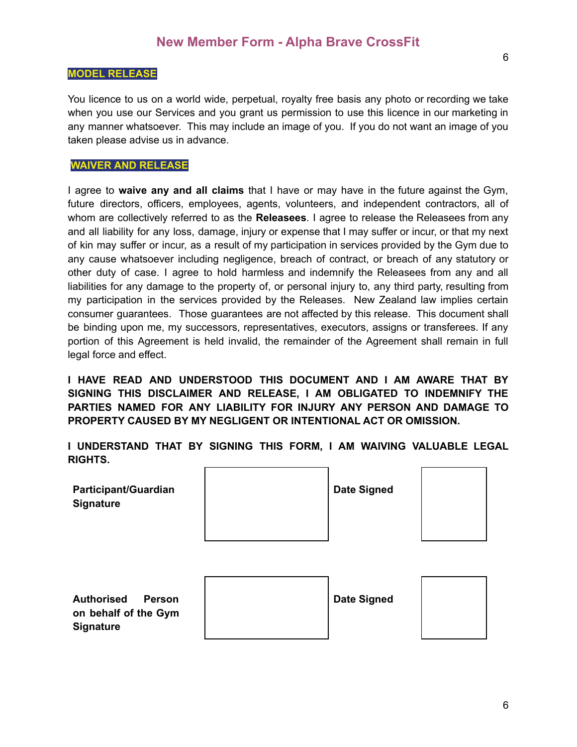## MODEL RELEASE

You licence to us on a world wide, perpetual, royalty free basis any photo or recording we take when you use our Services and you grant us permission to use this licence in our marketing in any manner whatsoever. This may include an image of you. If you do not want an image of you taken please advise us in advance.

## WAIVER AND RELEASE

I agree to **waive any and all claims** that I have or may have in the future against the Gym, future directors, officers, employees, agents, volunteers, and independent contractors, all of whom are collectively referred to as the **Releasees**. I agree to release the Releasees from any and all liability for any loss, damage, injury or expense that I may suffer or incur, or that my next of kin may suffer or incur, as a result of my participation in services provided by the Gym due to any cause whatsoever including negligence, breach of contract, or breach of any statutory or other duty of case. I agree to hold harmless and indemnify the Releasees from any and all liabilities for any damage to the property of, or personal injury to, any third party, resulting from my participation in the services provided by the Releases. New Zealand law implies certain consumer guarantees. Those guarantees are not affected by this release. This document shall be binding upon me, my successors, representatives, executors, assigns or transferees. If any portion of this Agreement is held invalid, the remainder of the Agreement shall remain in full legal force and effect.

**I HAVE READ AND UNDERSTOOD THIS DOCUMENT AND I AM AWARE THAT BY SIGNING THIS DISCLAIMER AND RELEASE, I AM OBLIGATED TO INDEMNIFY THE PARTIES NAMED FOR ANY LIABILITY FOR INJURY ANY PERSON AND DAMAGE TO PROPERTY CAUSED BY MY NEGLIGENT OR INTENTIONAL ACT OR OMISSION.**

**I UNDERSTAND THAT BY SIGNING THIS FORM, I AM WAIVING VALUABLE LEGAL RIGHTS.**

| | | | |
|---|---|---|---|
| **Participant/Guardian Signature** | | **Date Signed** | |
| **Authorised Person on behalf of the Gym Signature** | | **Date Signed** | |